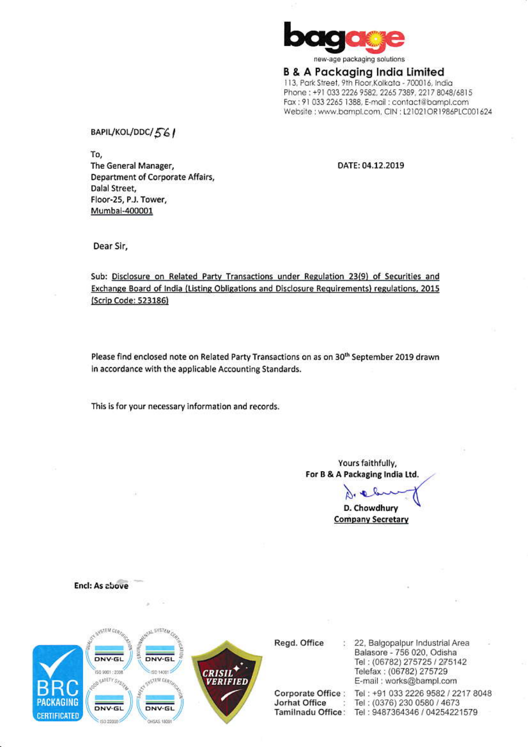bagage

new-age packaging solutions

**B & A Packaging India Limited**

113, Park Street, 9th Floor,Kolkata - 700016, India
Phone : +91 033 2226 9582, 2265 7389, 2217 8048/6815
Fax : 91 033 2265 1388, E-mail : contact@bampl.com
Website : www.bampl.com, CIN : L21021OR1986PLC001624

BAPIL/KOL/DDC/561

To,
The General Manager,
Department of Corporate Affairs,
Dalal Street,
Floor-25, P.J. Tower,
Mumbai-400001

DATE: 04.12.2019

Dear Sir,

Sub: Disclosure on Related Party Transactions under Regulation 23(9) of Securities and Exchange Board of India (Listing Obligations and Disclosure Requirements) regulations, 2015 (Scrip Code: 523186)

Please find enclosed note on Related Party Transactions on as on 30th September 2019 drawn in accordance with the applicable Accounting Standards.

This is for your necessary information and records.

Yours faithfully,
**For B & A Packaging India Ltd.**

D. Chowdhury
Company Secretary

**Encl: As above**

BRC PACKAGING CERTIFICATED | DNV-GL ISO 9001 : 2008 | DNV-GL ISO 14001 | DNV-GL ISO 22000 | DNV-GL OHSAS 18001 | CRISIL VERIFIED

| | | |
|---|---|---|
| Regd. Office | : | 22, Balgopalpur Industrial Area Balasore - 756 020, Odisha Tel : (06782) 275725 / 275142 Telefax : (06782) 275729 E-mail : works@bampl.com |
| Corporate Office | : | Tel : +91 033 2226 9582 / 2217 8048 |
| Jorhat Office | : | Tel : (0376) 230 0580 / 4673 |
| Tamilnadu Office | : | Tel : 9487364346 / 04254221579 |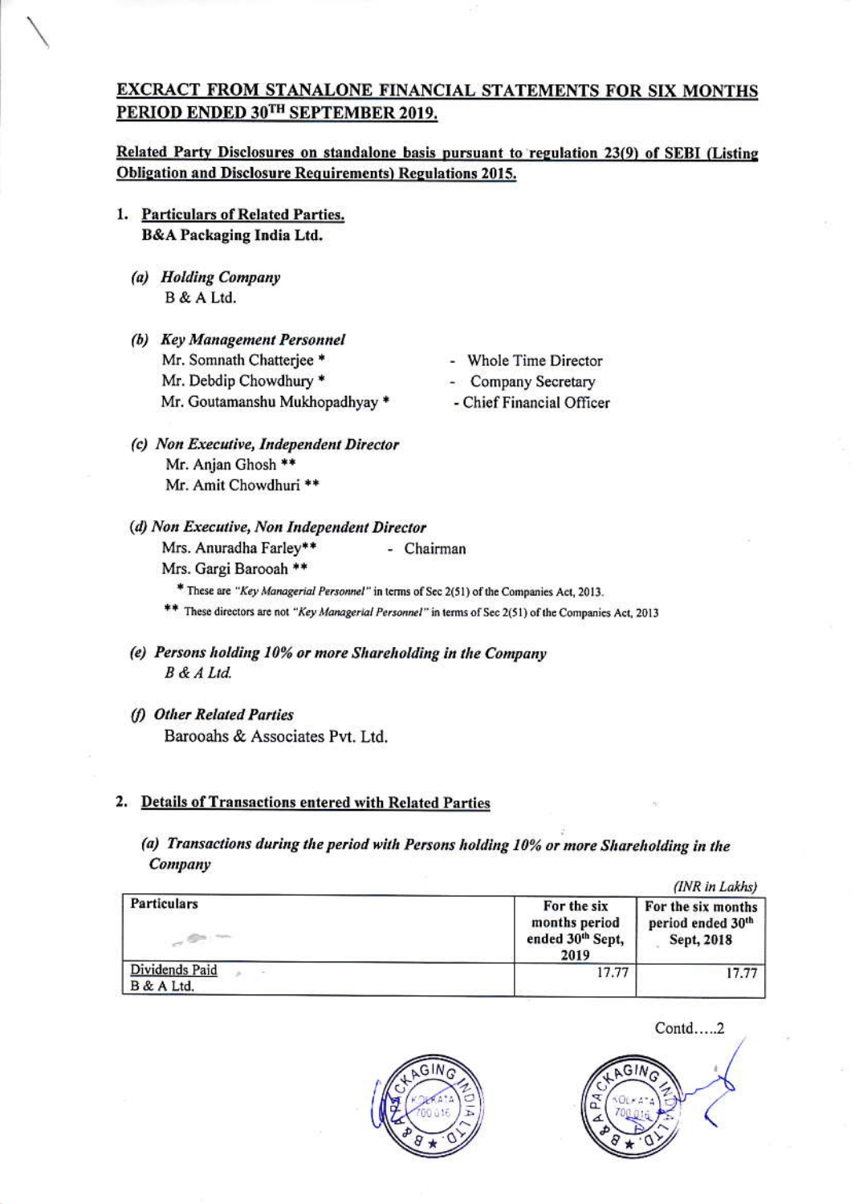# EXCRACT FROM STANALONE FINANCIAL STATEMENTS FOR SIX MONTHS PERIOD ENDED 30TH SEPTEMBER 2019.

**Related Party Disclosures on standalone basis pursuant to regulation 23(9) of SEBI (Listing Obligation and Disclosure Requirements) Regulations 2015.**

1. **Particulars of Related Parties.**
   **B&A Packaging India Ltd.**

   *(a) Holding Company*
   B & A Ltd.

   *(b) Key Management Personnel*
   Mr. Somnath Chatterjee * - Whole Time Director
   Mr. Debdip Chowdhury * - Company Secretary
   Mr. Goutamanshu Mukhopadhyay * - Chief Financial Officer

   *(c) Non Executive, Independent Director*
   Mr. Anjan Ghosh **
   Mr. Amit Chowdhuri **

   *(d) Non Executive, Non Independent Director*
   Mrs. Anuradha Farley** - Chairman
   Mrs. Gargi Barooah **

   \* These are *"Key Managerial Personnel"* in terms of Sec 2(51) of the Companies Act, 2013.

   \*\* These directors are not *"Key Managerial Personnel"* in terms of Sec 2(51) of the Companies Act, 2013

   *(e) Persons holding 10% or more Shareholding in the Company*
   *B & A Ltd.*

   *(f) Other Related Parties*
   Barooahs & Associates Pvt. Ltd.

2. **Details of Transactions entered with Related Parties**

   *(a) Transactions during the period with Persons holding 10% or more Shareholding in the Company*

(INR in Lakhs)

| Particulars | For the six months period ended 30th Sept, 2019 | For the six months period ended 30th Sept, 2018 |
|---|---|---|
| Dividends Paid<br>B & A Ltd. | 17.77 | 17.77 |

Contd.....2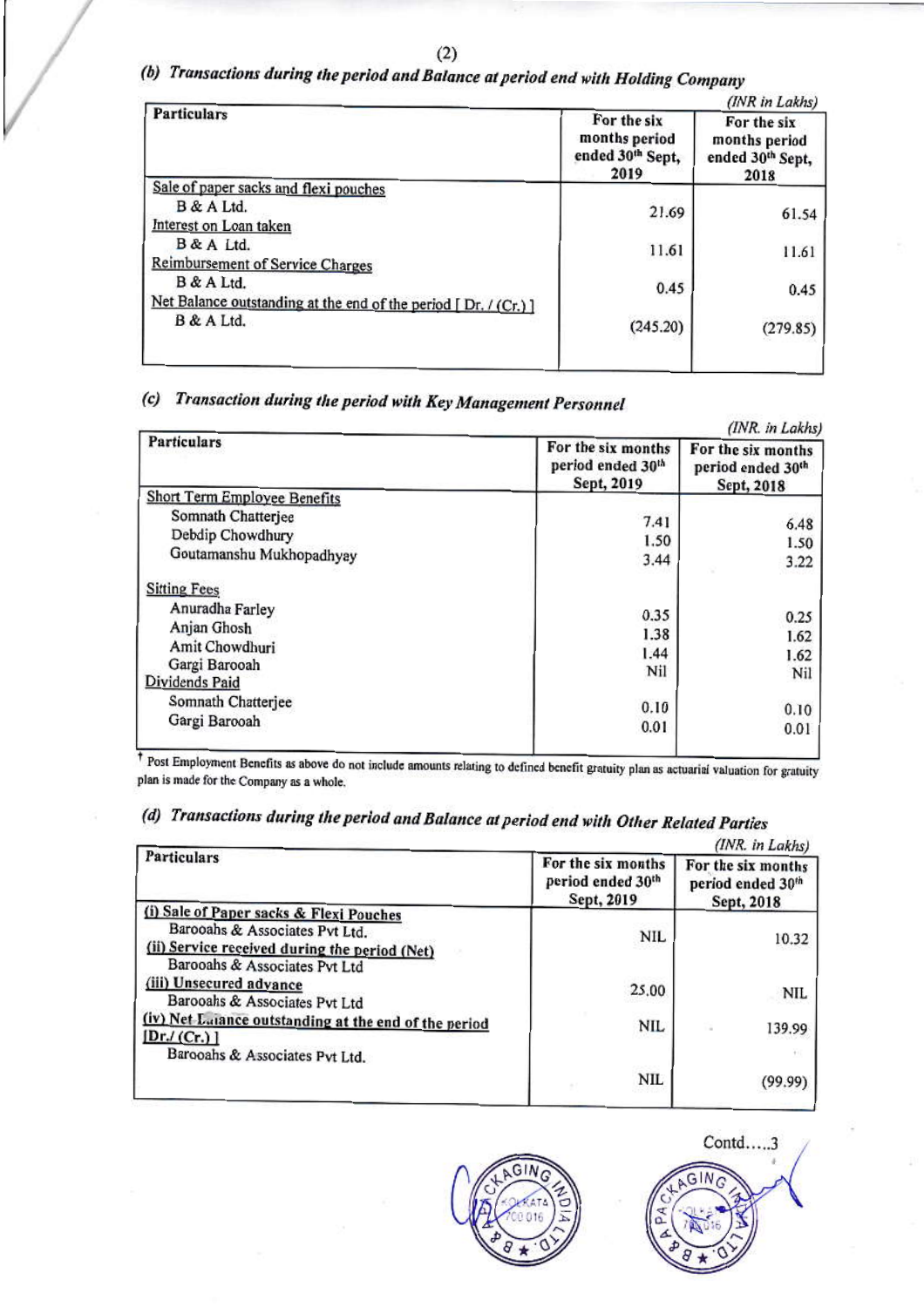### (b) Transactions during the period and Balance at period end with Holding Company

*(INR in Lakhs)*

| Particulars | For the six months period ended 30th Sept, 2019 | For the six months period ended 30th Sept, 2018 |
|---|---|---|
| Sale of paper sacks and flexi pouches | | |
| B & A Ltd. | 21.69 | 61.54 |
| Interest on Loan taken | | |
| B & A Ltd. | 11.61 | 11.61 |
| Reimbursement of Service Charges | | |
| B & A Ltd. | 0.45 | 0.45 |
| Net Balance outstanding at the end of the period [ Dr. / (Cr.) ] | | |
| B & A Ltd. | (245.20) | (279.85) |

### (c) Transaction during the period with Key Management Personnel

*(INR. in Lakhs)*

| Particulars | For the six months period ended 30th Sept, 2019 | For the six months period ended 30th Sept, 2018 |
|---|---|---|
| Short Term Employee Benefits | | |
| Somnath Chatterjee | 7.41 | 6.48 |
| Debdip Chowdhury | 1.50 | 1.50 |
| Goutamanshu Mukhopadhyay | 3.44 | 3.22 |
| Sitting Fees | | |
| Anuradha Farley | 0.35 | 0.25 |
| Anjan Ghosh | 1.38 | 1.62 |
| Amit Chowdhuri | 1.44 | 1.62 |
| Gargi Barooah | Nil | Nil |
| Dividends Paid | | |
| Somnath Chatterjee | 0.10 | 0.10 |
| Gargi Barooah | 0.01 | 0.01 |

† Post Employment Benefits as above do not include amounts relating to defined benefit gratuity plan as actuarial valuation for gratuity plan is made for the Company as a whole.

### (d) Transactions during the period and Balance at period end with Other Related Parties

*(INR. in Lakhs)*

| Particulars | For the six months period ended 30th Sept, 2019 | For the six months period ended 30th Sept, 2018 |
|---|---|---|
| (i) Sale of Paper sacks & Flexi Pouches | | |
| Barooahs & Associates Pvt Ltd. | NIL | 10.32 |
| (ii) Service received during the period (Net) | | |
| Barooahs & Associates Pvt Ltd | | |
| (iii) Unsecured advance | 25.00 | NIL |
| Barooahs & Associates Pvt Ltd | NIL | 139.99 |
| (iv) Net Balance outstanding at the end of the period [Dr./ (Cr.) ] | | |
| Barooahs & Associates Pvt Ltd. | NIL | (99.99) |

Contd.....3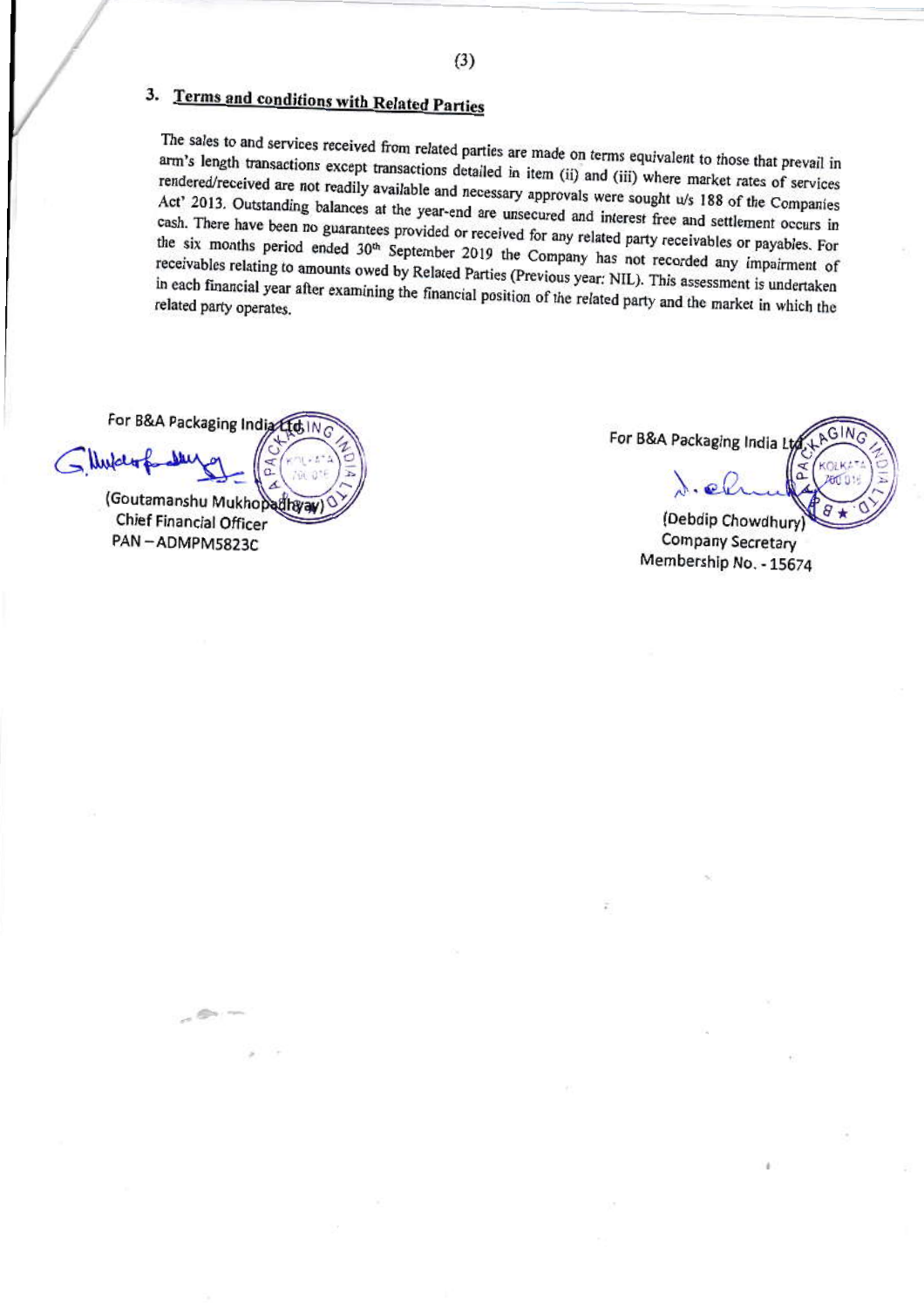## 3. Terms and conditions with Related Parties

The sales to and services received from related parties are made on terms equivalent to those that prevail in arm's length transactions except transactions detailed in item (ii) and (iii) where market rates of services rendered/received are not readily available and necessary approvals were sought u/s 188 of the Companies Act' 2013. Outstanding balances at the year-end are unsecured and interest free and settlement occurs in cash. There have been no guarantees provided or received for any related party receivables or payables. For the six months period ended 30th September 2019 the Company has not recorded any impairment of receivables relating to amounts owed by Related Parties (Previous year: NIL). This assessment is undertaken in each financial year after examining the financial position of the related party and the market in which the related party operates.

For B&A Packaging India Ltd

(Goutamanshu Mukhopadhyay)
Chief Financial Officer
PAN – ADMPM5823C

For B&A Packaging India Ltd

(Debdip Chowdhury)
Company Secretary
Membership No. - 15674